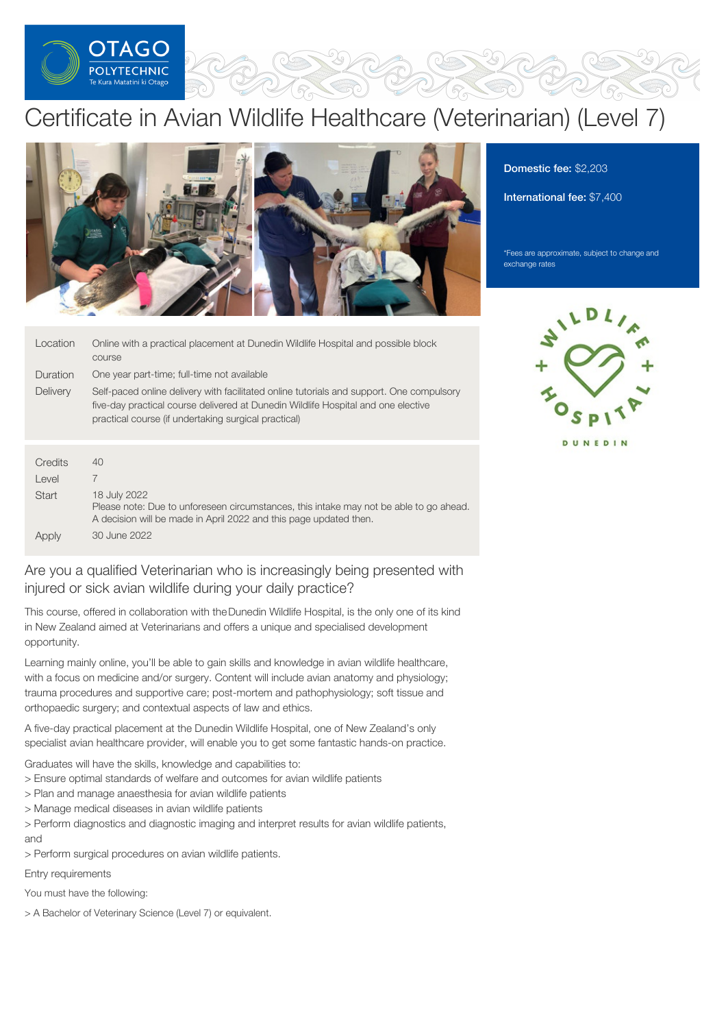# Certificate in Avian Wildlife Healthcare (Veterinarian) (Level 7)

**Domestic fee:** $2,203

**International fee:** $7,400

*Fees are approximate, subject to change and exchange rates

| | |
|---|---|
| Location | Online with a practical placement at Dunedin Wildlife Hospital and possible block course |
| Duration | One year part-time; full-time not available |
| Delivery | Self-paced online delivery with facilitated online tutorials and support. One compulsory five-day practical course delivered at Dunedin Wildlife Hospital and one elective practical course (if undertaking surgical practical) |

| | |
|---|---|
| Credits | 40 |
| Level | 7 |
| Start | 18 July 2022<br>Please note: Due to unforeseen circumstances, this intake may not be able to go ahead. A decision will be made in April 2022 and this page updated then. |
| Apply | 30 June 2022 |

## Are you a qualified Veterinarian who is increasingly being presented with injured or sick avian wildlife during your daily practice?

This course, offered in collaboration with the Dunedin Wildlife Hospital, is the only one of its kind in New Zealand aimed at Veterinarians and offers a unique and specialised development opportunity.

Learning mainly online, you'll be able to gain skills and knowledge in avian wildlife healthcare, with a focus on medicine and/or surgery. Content will include avian anatomy and physiology; trauma procedures and supportive care; post-mortem and pathophysiology; soft tissue and orthopaedic surgery; and contextual aspects of law and ethics.

A five-day practical placement at the Dunedin Wildlife Hospital, one of New Zealand's only specialist avian healthcare provider, will enable you to get some fantastic hands-on practice.

Graduates will have the skills, knowledge and capabilities to:

> Ensure optimal standards of welfare and outcomes for avian wildlife patients
> Plan and manage anaesthesia for avian wildlife patients
> Manage medical diseases in avian wildlife patients
> Perform diagnostics and diagnostic imaging and interpret results for avian wildlife patients, and
> Perform surgical procedures on avian wildlife patients.

Entry requirements

You must have the following:

> A Bachelor of Veterinary Science (Level 7) or equivalent.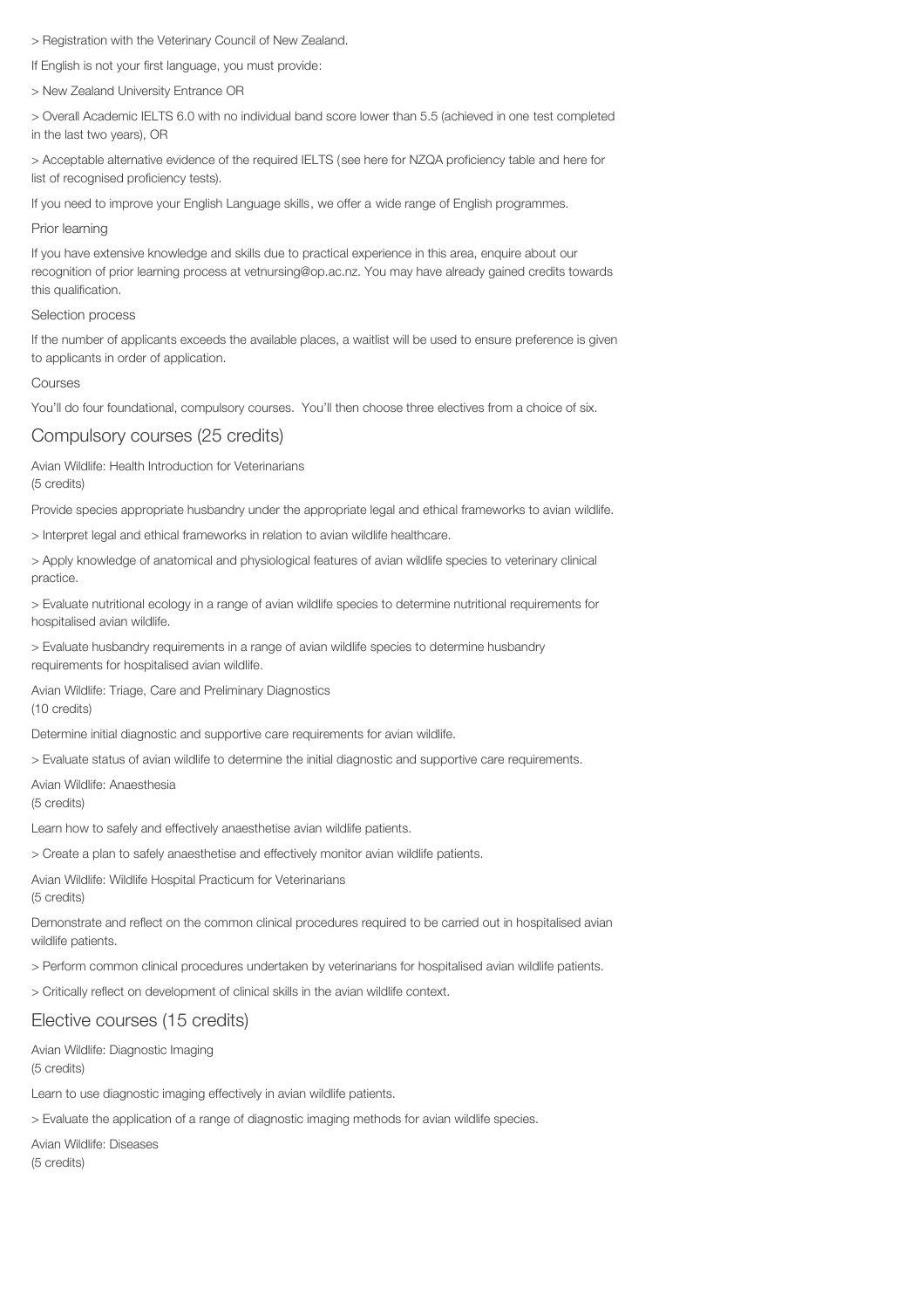> Registration with the Veterinary Council of New Zealand.

If English is not your first language, you must provide:

> New Zealand University Entrance OR

> Overall Academic IELTS 6.0 with no individual band score lower than 5.5 (achieved in one test completed in the last two years), OR

> Acceptable alternative evidence of the required IELTS (see here for NZQA proficiency table and here for list of recognised proficiency tests).

If you need to improve your English Language skills, we offer a wide range of English programmes.

Prior learning

If you have extensive knowledge and skills due to practical experience in this area, enquire about our recognition of prior learning process at vetnursing@op.ac.nz. You may have already gained credits towards this qualification.

Selection process

If the number of applicants exceeds the available places, a waitlist will be used to ensure preference is given to applicants in order of application.

Courses

You'll do four foundational, compulsory courses. You'll then choose three electives from a choice of six.

## Compulsory courses (25 credits)

Avian Wildlife: Health Introduction for Veterinarians
(5 credits)

Provide species appropriate husbandry under the appropriate legal and ethical frameworks to avian wildlife.

> Interpret legal and ethical frameworks in relation to avian wildlife healthcare.

> Apply knowledge of anatomical and physiological features of avian wildlife species to veterinary clinical practice.

> Evaluate nutritional ecology in a range of avian wildlife species to determine nutritional requirements for hospitalised avian wildlife.

> Evaluate husbandry requirements in a range of avian wildlife species to determine husbandry requirements for hospitalised avian wildlife.

Avian Wildlife: Triage, Care and Preliminary Diagnostics
(10 credits)

Determine initial diagnostic and supportive care requirements for avian wildlife.

> Evaluate status of avian wildlife to determine the initial diagnostic and supportive care requirements.

Avian Wildlife: Anaesthesia
(5 credits)

Learn how to safely and effectively anaesthetise avian wildlife patients.

> Create a plan to safely anaesthetise and effectively monitor avian wildlife patients.

Avian Wildlife: Wildlife Hospital Practicum for Veterinarians
(5 credits)

Demonstrate and reflect on the common clinical procedures required to be carried out in hospitalised avian wildlife patients.

> Perform common clinical procedures undertaken by veterinarians for hospitalised avian wildlife patients.

> Critically reflect on development of clinical skills in the avian wildlife context.

## Elective courses (15 credits)

Avian Wildlife: Diagnostic Imaging
(5 credits)

Learn to use diagnostic imaging effectively in avian wildlife patients.

> Evaluate the application of a range of diagnostic imaging methods for avian wildlife species.

Avian Wildlife: Diseases
(5 credits)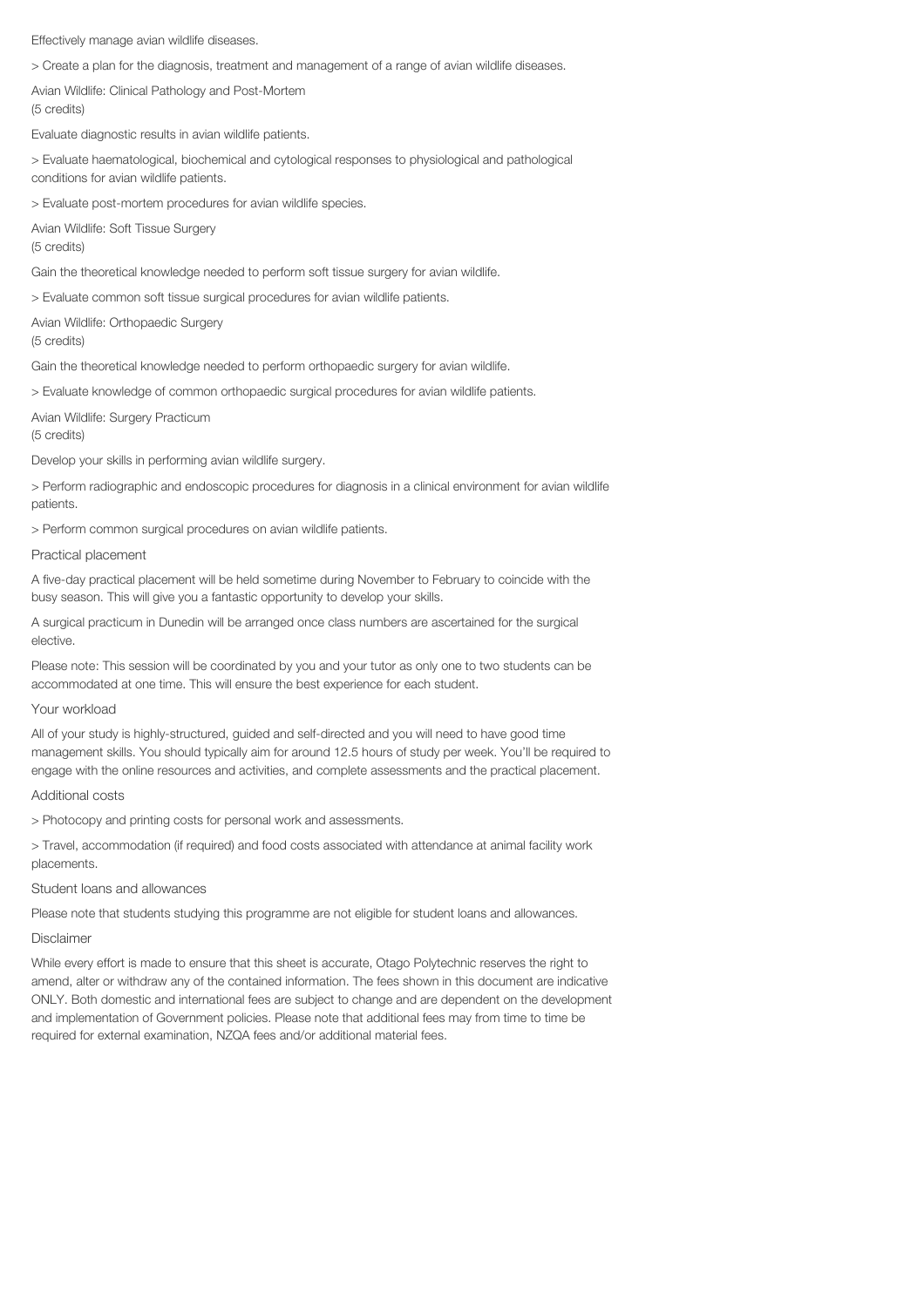Effectively manage avian wildlife diseases.

> Create a plan for the diagnosis, treatment and management of a range of avian wildlife diseases.

### Avian Wildlife: Clinical Pathology and Post-Mortem
(5 credits)

Evaluate diagnostic results in avian wildlife patients.

> Evaluate haematological, biochemical and cytological responses to physiological and pathological conditions for avian wildlife patients.

> Evaluate post-mortem procedures for avian wildlife species.

### Avian Wildlife: Soft Tissue Surgery
(5 credits)

Gain the theoretical knowledge needed to perform soft tissue surgery for avian wildlife.

> Evaluate common soft tissue surgical procedures for avian wildlife patients.

### Avian Wildlife: Orthopaedic Surgery
(5 credits)

Gain the theoretical knowledge needed to perform orthopaedic surgery for avian wildlife.

> Evaluate knowledge of common orthopaedic surgical procedures for avian wildlife patients.

### Avian Wildlife: Surgery Practicum
(5 credits)

Develop your skills in performing avian wildlife surgery.

> Perform radiographic and endoscopic procedures for diagnosis in a clinical environment for avian wildlife patients.

> Perform common surgical procedures on avian wildlife patients.

## Practical placement

A five-day practical placement will be held sometime during November to February to coincide with the busy season. This will give you a fantastic opportunity to develop your skills.

A surgical practicum in Dunedin will be arranged once class numbers are ascertained for the surgical elective.

Please note: This session will be coordinated by you and your tutor as only one to two students can be accommodated at one time. This will ensure the best experience for each student.

## Your workload

All of your study is highly-structured, guided and self-directed and you will need to have good time management skills. You should typically aim for around 12.5 hours of study per week. You'll be required to engage with the online resources and activities, and complete assessments and the practical placement.

## Additional costs

> Photocopy and printing costs for personal work and assessments.

> Travel, accommodation (if required) and food costs associated with attendance at animal facility work placements.

## Student loans and allowances

Please note that students studying this programme are not eligible for student loans and allowances.

## Disclaimer

While every effort is made to ensure that this sheet is accurate, Otago Polytechnic reserves the right to amend, alter or withdraw any of the contained information. The fees shown in this document are indicative ONLY. Both domestic and international fees are subject to change and are dependent on the development and implementation of Government policies. Please note that additional fees may from time to time be required for external examination, NZQA fees and/or additional material fees.